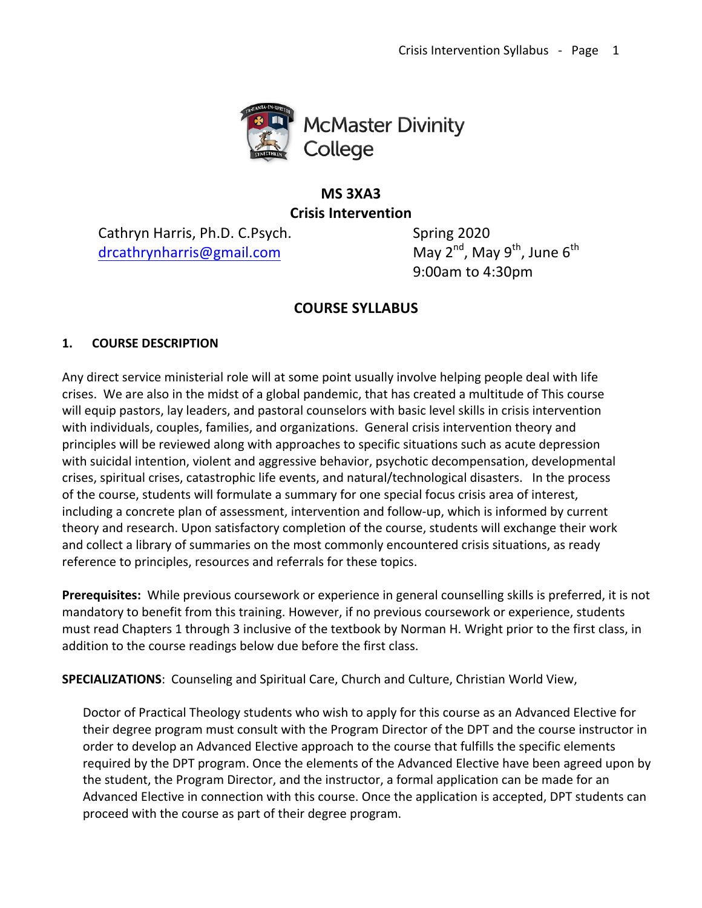McMaster Divinity College

**MS 3XA3**
**Crisis Intervention**

Cathryn Harris, Ph.D. C.Psych.
drcathrynharris@gmail.com

Spring 2020
May 2nd, May 9th, June 6th
9:00am to 4:30pm

## COURSE SYLLABUS

### 1. COURSE DESCRIPTION

Any direct service ministerial role will at some point usually involve helping people deal with life crises. We are also in the midst of a global pandemic, that has created a multitude of This course will equip pastors, lay leaders, and pastoral counselors with basic level skills in crisis intervention with individuals, couples, families, and organizations. General crisis intervention theory and principles will be reviewed along with approaches to specific situations such as acute depression with suicidal intention, violent and aggressive behavior, psychotic decompensation, developmental crises, spiritual crises, catastrophic life events, and natural/technological disasters. In the process of the course, students will formulate a summary for one special focus crisis area of interest, including a concrete plan of assessment, intervention and follow-up, which is informed by current theory and research. Upon satisfactory completion of the course, students will exchange their work and collect a library of summaries on the most commonly encountered crisis situations, as ready reference to principles, resources and referrals for these topics.

**Prerequisites:** While previous coursework or experience in general counselling skills is preferred, it is not mandatory to benefit from this training. However, if no previous coursework or experience, students must read Chapters 1 through 3 inclusive of the textbook by Norman H. Wright prior to the first class, in addition to the course readings below due before the first class.

**SPECIALIZATIONS**: Counseling and Spiritual Care, Church and Culture, Christian World View,

Doctor of Practical Theology students who wish to apply for this course as an Advanced Elective for their degree program must consult with the Program Director of the DPT and the course instructor in order to develop an Advanced Elective approach to the course that fulfills the specific elements required by the DPT program. Once the elements of the Advanced Elective have been agreed upon by the student, the Program Director, and the instructor, a formal application can be made for an Advanced Elective in connection with this course. Once the application is accepted, DPT students can proceed with the course as part of their degree program.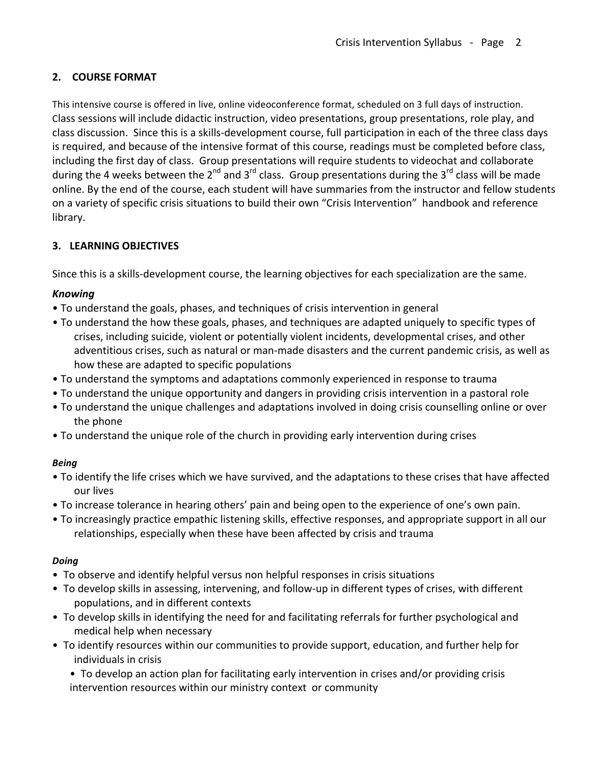## 2. COURSE FORMAT

This intensive course is offered in live, online videoconference format, scheduled on 3 full days of instruction. Class sessions will include didactic instruction, video presentations, group presentations, role play, and class discussion. Since this is a skills-development course, full participation in each of the three class days is required, and because of the intensive format of this course, readings must be completed before class, including the first day of class. Group presentations will require students to videochat and collaborate during the 4 weeks between the 2nd and 3rd class. Group presentations during the 3rd class will be made online. By the end of the course, each student will have summaries from the instructor and fellow students on a variety of specific crisis situations to build their own "Crisis Intervention" handbook and reference library.

## 3. LEARNING OBJECTIVES

Since this is a skills-development course, the learning objectives for each specialization are the same.

### *Knowing*

- To understand the goals, phases, and techniques of crisis intervention in general
- To understand the how these goals, phases, and techniques are adapted uniquely to specific types of crises, including suicide, violent or potentially violent incidents, developmental crises, and other adventitious crises, such as natural or man-made disasters and the current pandemic crisis, as well as how these are adapted to specific populations
- To understand the symptoms and adaptations commonly experienced in response to trauma
- To understand the unique opportunity and dangers in providing crisis intervention in a pastoral role
- To understand the unique challenges and adaptations involved in doing crisis counselling online or over the phone
- To understand the unique role of the church in providing early intervention during crises

### *Being*

- To identify the life crises which we have survived, and the adaptations to these crises that have affected our lives
- To increase tolerance in hearing others' pain and being open to the experience of one's own pain.
- To increasingly practice empathic listening skills, effective responses, and appropriate support in all our relationships, especially when these have been affected by crisis and trauma

### *Doing*

- To observe and identify helpful versus non helpful responses in crisis situations
- To develop skills in assessing, intervening, and follow-up in different types of crises, with different populations, and in different contexts
- To develop skills in identifying the need for and facilitating referrals for further psychological and medical help when necessary
- To identify resources within our communities to provide support, education, and further help for individuals in crisis
- To develop an action plan for facilitating early intervention in crises and/or providing crisis intervention resources within our ministry context or community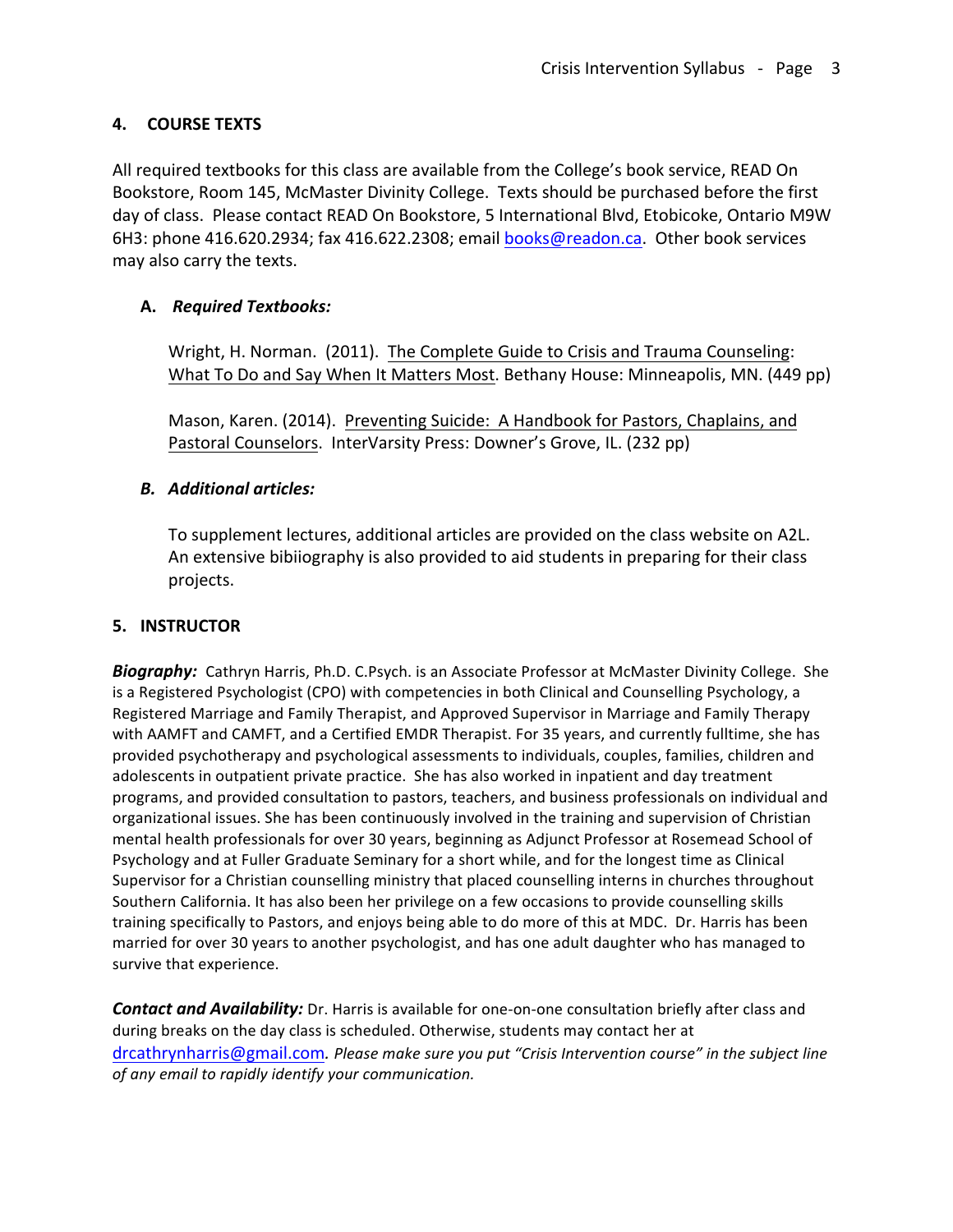## 4. COURSE TEXTS

All required textbooks for this class are available from the College's book service, READ On Bookstore, Room 145, McMaster Divinity College. Texts should be purchased before the first day of class. Please contact READ On Bookstore, 5 International Blvd, Etobicoke, Ontario M9W 6H3: phone 416.620.2934; fax 416.622.2308; email books@readon.ca. Other book services may also carry the texts.

### A. *Required Textbooks:*

Wright, H. Norman. (2011). The Complete Guide to Crisis and Trauma Counseling: What To Do and Say When It Matters Most. Bethany House: Minneapolis, MN. (449 pp)

Mason, Karen. (2014). Preventing Suicide: A Handbook for Pastors, Chaplains, and Pastoral Counselors. InterVarsity Press: Downer's Grove, IL. (232 pp)

### *B. Additional articles:*

To supplement lectures, additional articles are provided on the class website on A2L. An extensive bibiiography is also provided to aid students in preparing for their class projects.

## 5. INSTRUCTOR

***Biography:*** Cathryn Harris, Ph.D. C.Psych. is an Associate Professor at McMaster Divinity College. She is a Registered Psychologist (CPO) with competencies in both Clinical and Counselling Psychology, a Registered Marriage and Family Therapist, and Approved Supervisor in Marriage and Family Therapy with AAMFT and CAMFT, and a Certified EMDR Therapist. For 35 years, and currently fulltime, she has provided psychotherapy and psychological assessments to individuals, couples, families, children and adolescents in outpatient private practice. She has also worked in inpatient and day treatment programs, and provided consultation to pastors, teachers, and business professionals on individual and organizational issues. She has been continuously involved in the training and supervision of Christian mental health professionals for over 30 years, beginning as Adjunct Professor at Rosemead School of Psychology and at Fuller Graduate Seminary for a short while, and for the longest time as Clinical Supervisor for a Christian counselling ministry that placed counselling interns in churches throughout Southern California. It has also been her privilege on a few occasions to provide counselling skills training specifically to Pastors, and enjoys being able to do more of this at MDC. Dr. Harris has been married for over 30 years to another psychologist, and has one adult daughter who has managed to survive that experience.

***Contact and Availability:*** Dr. Harris is available for one-on-one consultation briefly after class and during breaks on the day class is scheduled. Otherwise, students may contact her at drcathrynharris@gmail.com. *Please make sure you put "Crisis Intervention course" in the subject line of any email to rapidly identify your communication.*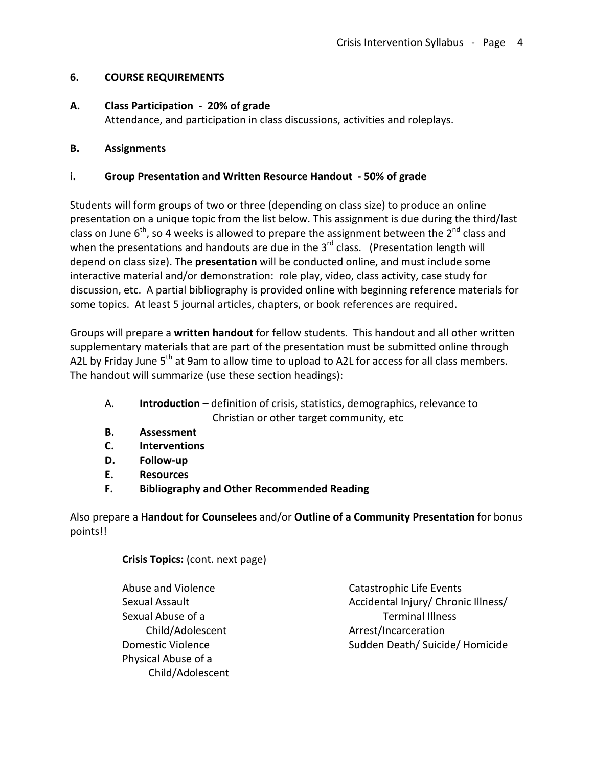## 6. COURSE REQUIREMENTS

### A. Class Participation - 20% of grade

Attendance, and participation in class discussions, activities and roleplays.

### B. Assignments

#### i. Group Presentation and Written Resource Handout - 50% of grade

Students will form groups of two or three (depending on class size) to produce an online presentation on a unique topic from the list below. This assignment is due during the third/last class on June 6th, so 4 weeks is allowed to prepare the assignment between the 2nd class and when the presentations and handouts are due in the 3rd class. (Presentation length will depend on class size). The **presentation** will be conducted online, and must include some interactive material and/or demonstration: role play, video, class activity, case study for discussion, etc. A partial bibliography is provided online with beginning reference materials for some topics. At least 5 journal articles, chapters, or book references are required.

Groups will prepare a **written handout** for fellow students. This handout and all other written supplementary materials that are part of the presentation must be submitted online through A2L by Friday June 5th at 9am to allow time to upload to A2L for access for all class members. The handout will summarize (use these section headings):

- A. **Introduction** – definition of crisis, statistics, demographics, relevance to Christian or other target community, etc
- **B. Assessment**
- **C. Interventions**
- **D. Follow-up**
- **E. Resources**
- **F. Bibliography and Other Recommended Reading**

Also prepare a **Handout for Counselees** and/or **Outline of a Community Presentation** for bonus points!!

**Crisis Topics:** (cont. next page)

Abuse and Violence
- Sexual Assault
- Sexual Abuse of a Child/Adolescent
- Domestic Violence
- Physical Abuse of a Child/Adolescent

Catastrophic Life Events
- Accidental Injury/ Chronic Illness/ Terminal Illness
- Arrest/Incarceration
- Sudden Death/ Suicide/ Homicide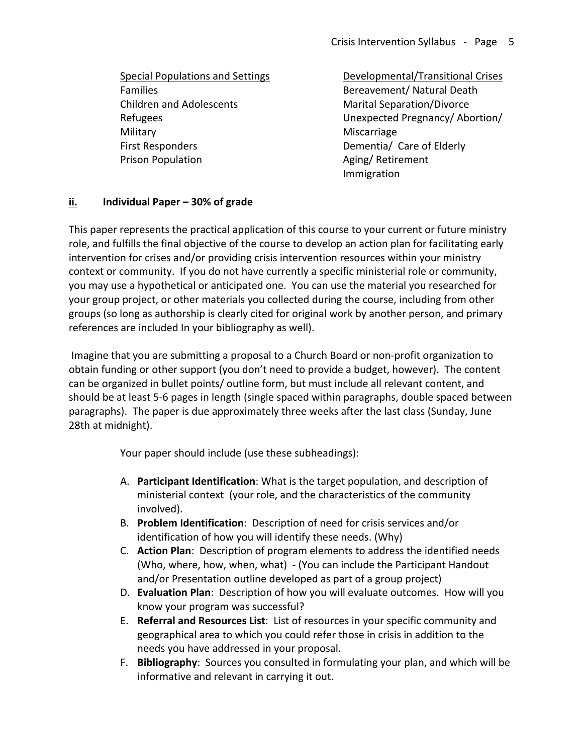Special Populations and Settings

- Families
- Children and Adolescents
- Refugees
- Military
- First Responders
- Prison Population

Developmental/Transitional Crises

- Bereavement/ Natural Death
- Marital Separation/Divorce
- Unexpected Pregnancy/ Abortion/ Miscarriage
- Dementia/ Care of Elderly
- Aging/ Retirement
- Immigration

### ii. Individual Paper – 30% of grade

This paper represents the practical application of this course to your current or future ministry role, and fulfills the final objective of the course to develop an action plan for facilitating early intervention for crises and/or providing crisis intervention resources within your ministry context or community. If you do not have currently a specific ministerial role or community, you may use a hypothetical or anticipated one. You can use the material you researched for your group project, or other materials you collected during the course, including from other groups (so long as authorship is clearly cited for original work by another person, and primary references are included In your bibliography as well).

Imagine that you are submitting a proposal to a Church Board or non-profit organization to obtain funding or other support (you don't need to provide a budget, however). The content can be organized in bullet points/ outline form, but must include all relevant content, and should be at least 5-6 pages in length (single spaced within paragraphs, double spaced between paragraphs). The paper is due approximately three weeks after the last class (Sunday, June 28th at midnight).

Your paper should include (use these subheadings):

A. **Participant Identification**: What is the target population, and description of ministerial context (your role, and the characteristics of the community involved).
B. **Problem Identification**: Description of need for crisis services and/or identification of how you will identify these needs. (Why)
C. **Action Plan**: Description of program elements to address the identified needs (Who, where, how, when, what) - (You can include the Participant Handout and/or Presentation outline developed as part of a group project)
D. **Evaluation Plan**: Description of how you will evaluate outcomes. How will you know your program was successful?
E. **Referral and Resources List**: List of resources in your specific community and geographical area to which you could refer those in crisis in addition to the needs you have addressed in your proposal.
F. **Bibliography**: Sources you consulted in formulating your plan, and which will be informative and relevant in carrying it out.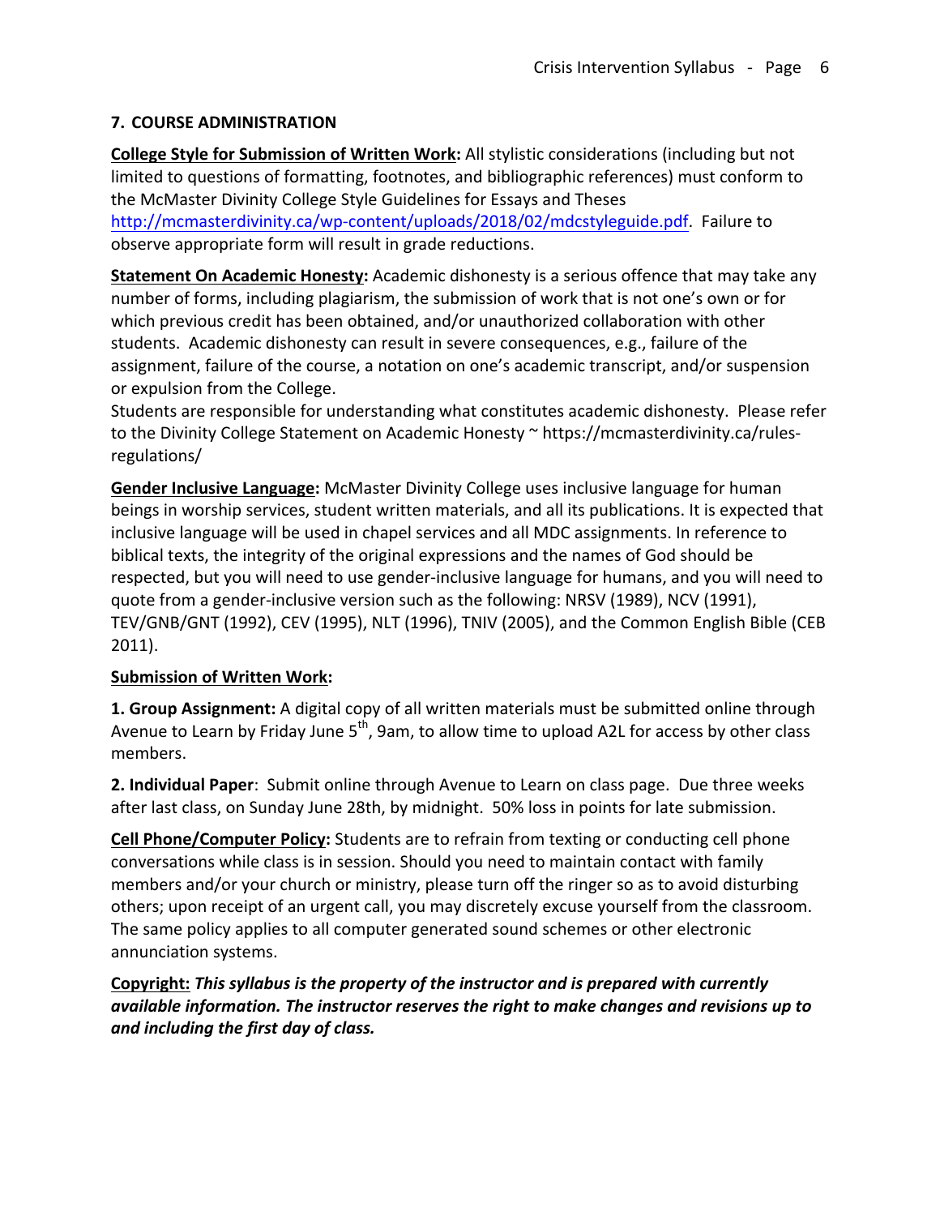## 7. COURSE ADMINISTRATION

**College Style for Submission of Written Work:** All stylistic considerations (including but not limited to questions of formatting, footnotes, and bibliographic references) must conform to the McMaster Divinity College Style Guidelines for Essays and Theses http://mcmasterdivinity.ca/wp-content/uploads/2018/02/mdcstyleguide.pdf. Failure to observe appropriate form will result in grade reductions.

**Statement On Academic Honesty:** Academic dishonesty is a serious offence that may take any number of forms, including plagiarism, the submission of work that is not one's own or for which previous credit has been obtained, and/or unauthorized collaboration with other students. Academic dishonesty can result in severe consequences, e.g., failure of the assignment, failure of the course, a notation on one's academic transcript, and/or suspension or expulsion from the College.

Students are responsible for understanding what constitutes academic dishonesty. Please refer to the Divinity College Statement on Academic Honesty ~ https://mcmasterdivinity.ca/rules-regulations/

**Gender Inclusive Language:** McMaster Divinity College uses inclusive language for human beings in worship services, student written materials, and all its publications. It is expected that inclusive language will be used in chapel services and all MDC assignments. In reference to biblical texts, the integrity of the original expressions and the names of God should be respected, but you will need to use gender-inclusive language for humans, and you will need to quote from a gender-inclusive version such as the following: NRSV (1989), NCV (1991), TEV/GNB/GNT (1992), CEV (1995), NLT (1996), TNIV (2005), and the Common English Bible (CEB 2011).

**Submission of Written Work:**

**1. Group Assignment:** A digital copy of all written materials must be submitted online through Avenue to Learn by Friday June 5th, 9am, to allow time to upload A2L for access by other class members.

**2. Individual Paper**: Submit online through Avenue to Learn on class page. Due three weeks after last class, on Sunday June 28th, by midnight. 50% loss in points for late submission.

**Cell Phone/Computer Policy:** Students are to refrain from texting or conducting cell phone conversations while class is in session. Should you need to maintain contact with family members and/or your church or ministry, please turn off the ringer so as to avoid disturbing others; upon receipt of an urgent call, you may discretely excuse yourself from the classroom. The same policy applies to all computer generated sound schemes or other electronic annunciation systems.

**Copyright:** ***This syllabus is the property of the instructor and is prepared with currently available information. The instructor reserves the right to make changes and revisions up to and including the first day of class.***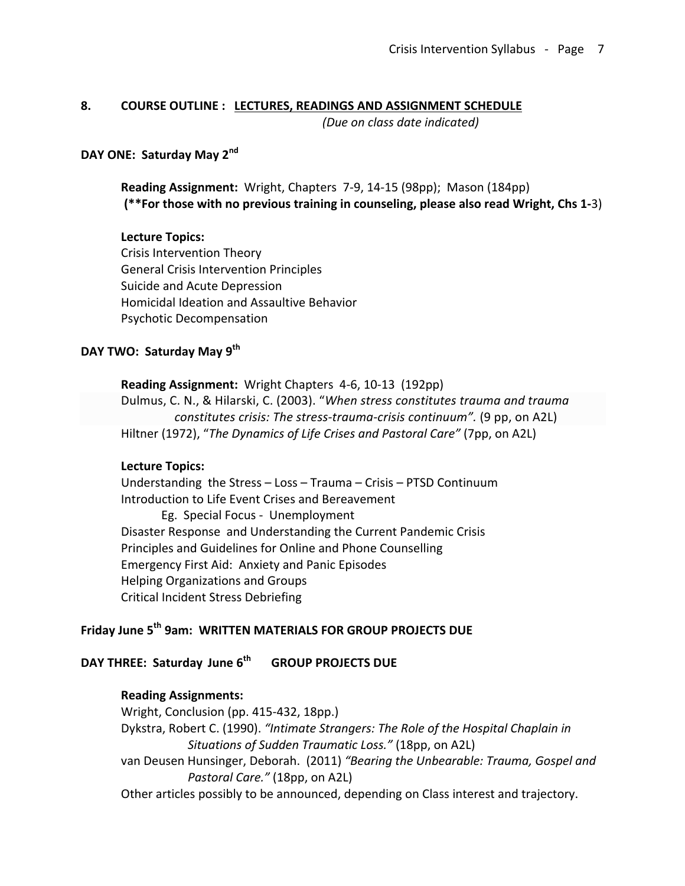## 8. COURSE OUTLINE : LECTURES, READINGS AND ASSIGNMENT SCHEDULE

*(Due on class date indicated)*

### DAY ONE: Saturday May 2nd

**Reading Assignment:** Wright, Chapters 7-9, 14-15 (98pp); Mason (184pp)
**(**For those with no previous training in counseling, please also read Wright, Chs 1-**3)

**Lecture Topics:**
Crisis Intervention Theory
General Crisis Intervention Principles
Suicide and Acute Depression
Homicidal Ideation and Assaultive Behavior
Psychotic Decompensation

### DAY TWO: Saturday May 9th

**Reading Assignment:** Wright Chapters 4-6, 10-13 (192pp)
Dulmus, C. N., & Hilarski, C. (2003). "*When stress constitutes trauma and trauma constitutes crisis: The stress-trauma-crisis continuum".* (9 pp, on A2L)
Hiltner (1972), "*The Dynamics of Life Crises and Pastoral Care"* (7pp, on A2L)

**Lecture Topics:**
Understanding the Stress – Loss – Trauma – Crisis – PTSD Continuum
Introduction to Life Event Crises and Bereavement
Eg. Special Focus - Unemployment
Disaster Response and Understanding the Current Pandemic Crisis
Principles and Guidelines for Online and Phone Counselling
Emergency First Aid: Anxiety and Panic Episodes
Helping Organizations and Groups
Critical Incident Stress Debriefing

### Friday June 5th 9am: WRITTEN MATERIALS FOR GROUP PROJECTS DUE

### DAY THREE: Saturday June 6th GROUP PROJECTS DUE

**Reading Assignments:**
Wright, Conclusion (pp. 415-432, 18pp.)
Dykstra, Robert C. (1990). *"Intimate Strangers: The Role of the Hospital Chaplain in Situations of Sudden Traumatic Loss."* (18pp, on A2L)
van Deusen Hunsinger, Deborah. (2011) *"Bearing the Unbearable: Trauma, Gospel and Pastoral Care."* (18pp, on A2L)
Other articles possibly to be announced, depending on Class interest and trajectory.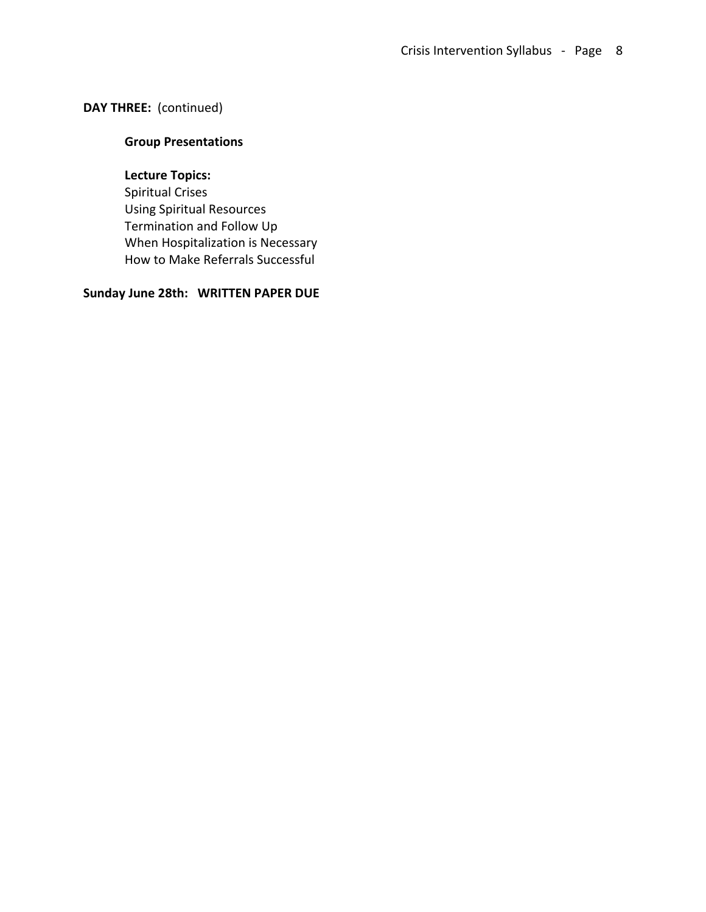**DAY THREE:** (continued)

**Group Presentations**

**Lecture Topics:**
Spiritual Crises
Using Spiritual Resources
Termination and Follow Up
When Hospitalization is Necessary
How to Make Referrals Successful

**Sunday June 28th: WRITTEN PAPER DUE**